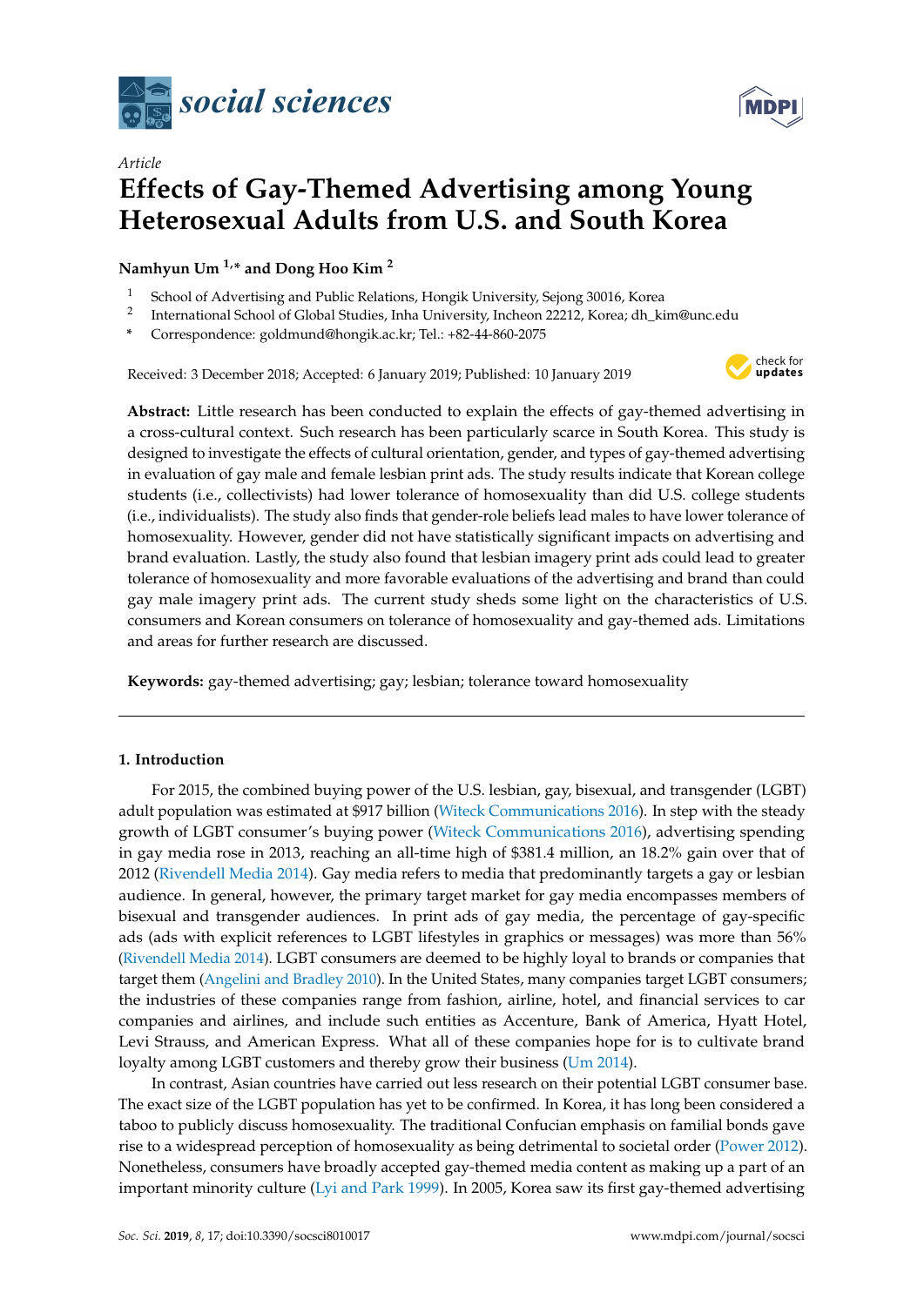*Article*

# Effects of Gay-Themed Advertising among Young Heterosexual Adults from U.S. and South Korea

**Namhyun Um [1,*] and Dong Hoo Kim [2]**

[1] School of Advertising and Public Relations, Hongik University, Sejong 30016, Korea
[2] International School of Global Studies, Inha University, Incheon 22212, Korea; dh_kim@unc.edu
* Correspondence: goldmund@hongik.ac.kr; Tel.: +82-44-860-2075

Received: 3 December 2018; Accepted: 6 January 2019; Published: 10 January 2019

**Abstract:** Little research has been conducted to explain the effects of gay-themed advertising in a cross-cultural context. Such research has been particularly scarce in South Korea. This study is designed to investigate the effects of cultural orientation, gender, and types of gay-themed advertising in evaluation of gay male and female lesbian print ads. The study results indicate that Korean college students (i.e., collectivists) had lower tolerance of homosexuality than did U.S. college students (i.e., individualists). The study also finds that gender-role beliefs lead males to have lower tolerance of homosexuality. However, gender did not have statistically significant impacts on advertising and brand evaluation. Lastly, the study also found that lesbian imagery print ads could lead to greater tolerance of homosexuality and more favorable evaluations of the advertising and brand than could gay male imagery print ads. The current study sheds some light on the characteristics of U.S. consumers and Korean consumers on tolerance of homosexuality and gay-themed ads. Limitations and areas for further research are discussed.

**Keywords:** gay-themed advertising; gay; lesbian; tolerance toward homosexuality

---

## 1. Introduction

For 2015, the combined buying power of the U.S. lesbian, gay, bisexual, and transgender (LGBT) adult population was estimated at $917 billion (Witeck Communications 2016). In step with the steady growth of LGBT consumer's buying power (Witeck Communications 2016), advertising spending in gay media rose in 2013, reaching an all-time high of $381.4 million, an 18.2% gain over that of 2012 (Rivendell Media 2014). Gay media refers to media that predominantly targets a gay or lesbian audience. In general, however, the primary target market for gay media encompasses members of bisexual and transgender audiences. In print ads of gay media, the percentage of gay-specific ads (ads with explicit references to LGBT lifestyles in graphics or messages) was more than 56% (Rivendell Media 2014). LGBT consumers are deemed to be highly loyal to brands or companies that target them (Angelini and Bradley 2010). In the United States, many companies target LGBT consumers; the industries of these companies range from fashion, airline, hotel, and financial services to car companies and airlines, and include such entities as Accenture, Bank of America, Hyatt Hotel, Levi Strauss, and American Express. What all of these companies hope for is to cultivate brand loyalty among LGBT customers and thereby grow their business (Um 2014).

In contrast, Asian countries have carried out less research on their potential LGBT consumer base. The exact size of the LGBT population has yet to be confirmed. In Korea, it has long been considered a taboo to publicly discuss homosexuality. The traditional Confucian emphasis on familial bonds gave rise to a widespread perception of homosexuality as being detrimental to societal order (Power 2012). Nonetheless, consumers have broadly accepted gay-themed media content as making up a part of an important minority culture (Lyi and Park 1999). In 2005, Korea saw its first gay-themed advertising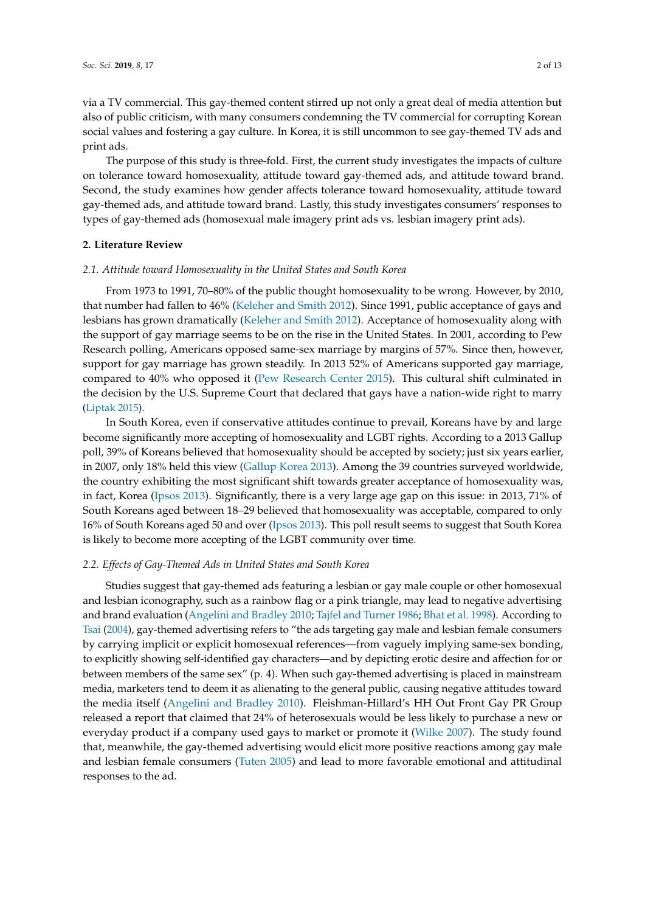via a TV commercial. This gay-themed content stirred up not only a great deal of media attention but also of public criticism, with many consumers condemning the TV commercial for corrupting Korean social values and fostering a gay culture. In Korea, it is still uncommon to see gay-themed TV ads and print ads.

The purpose of this study is three-fold. First, the current study investigates the impacts of culture on tolerance toward homosexuality, attitude toward gay-themed ads, and attitude toward brand. Second, the study examines how gender affects tolerance toward homosexuality, attitude toward gay-themed ads, and attitude toward brand. Lastly, this study investigates consumers' responses to types of gay-themed ads (homosexual male imagery print ads vs. lesbian imagery print ads).

## 2. Literature Review

### *2.1. Attitude toward Homosexuality in the United States and South Korea*

From 1973 to 1991, 70–80% of the public thought homosexuality to be wrong. However, by 2010, that number had fallen to 46% (Keleher and Smith 2012). Since 1991, public acceptance of gays and lesbians has grown dramatically (Keleher and Smith 2012). Acceptance of homosexuality along with the support of gay marriage seems to be on the rise in the United States. In 2001, according to Pew Research polling, Americans opposed same-sex marriage by margins of 57%. Since then, however, support for gay marriage has grown steadily. In 2013 52% of Americans supported gay marriage, compared to 40% who opposed it (Pew Research Center 2015). This cultural shift culminated in the decision by the U.S. Supreme Court that declared that gays have a nation-wide right to marry (Liptak 2015).

In South Korea, even if conservative attitudes continue to prevail, Koreans have by and large become significantly more accepting of homosexuality and LGBT rights. According to a 2013 Gallup poll, 39% of Koreans believed that homosexuality should be accepted by society; just six years earlier, in 2007, only 18% held this view (Gallup Korea 2013). Among the 39 countries surveyed worldwide, the country exhibiting the most significant shift towards greater acceptance of homosexuality was, in fact, Korea (Ipsos 2013). Significantly, there is a very large age gap on this issue: in 2013, 71% of South Koreans aged between 18–29 believed that homosexuality was acceptable, compared to only 16% of South Koreans aged 50 and over (Ipsos 2013). This poll result seems to suggest that South Korea is likely to become more accepting of the LGBT community over time.

### *2.2. Effects of Gay-Themed Ads in United States and South Korea*

Studies suggest that gay-themed ads featuring a lesbian or gay male couple or other homosexual and lesbian iconography, such as a rainbow flag or a pink triangle, may lead to negative advertising and brand evaluation (Angelini and Bradley 2010; Tajfel and Turner 1986; Bhat et al. 1998). According to Tsai (2004), gay-themed advertising refers to "the ads targeting gay male and lesbian female consumers by carrying implicit or explicit homosexual references—from vaguely implying same-sex bonding, to explicitly showing self-identified gay characters—and by depicting erotic desire and affection for or between members of the same sex" (p. 4). When such gay-themed advertising is placed in mainstream media, marketers tend to deem it as alienating to the general public, causing negative attitudes toward the media itself (Angelini and Bradley 2010). Fleishman-Hillard's HH Out Front Gay PR Group released a report that claimed that 24% of heterosexuals would be less likely to purchase a new or everyday product if a company used gays to market or promote it (Wilke 2007). The study found that, meanwhile, the gay-themed advertising would elicit more positive reactions among gay male and lesbian female consumers (Tuten 2005) and lead to more favorable emotional and attitudinal responses to the ad.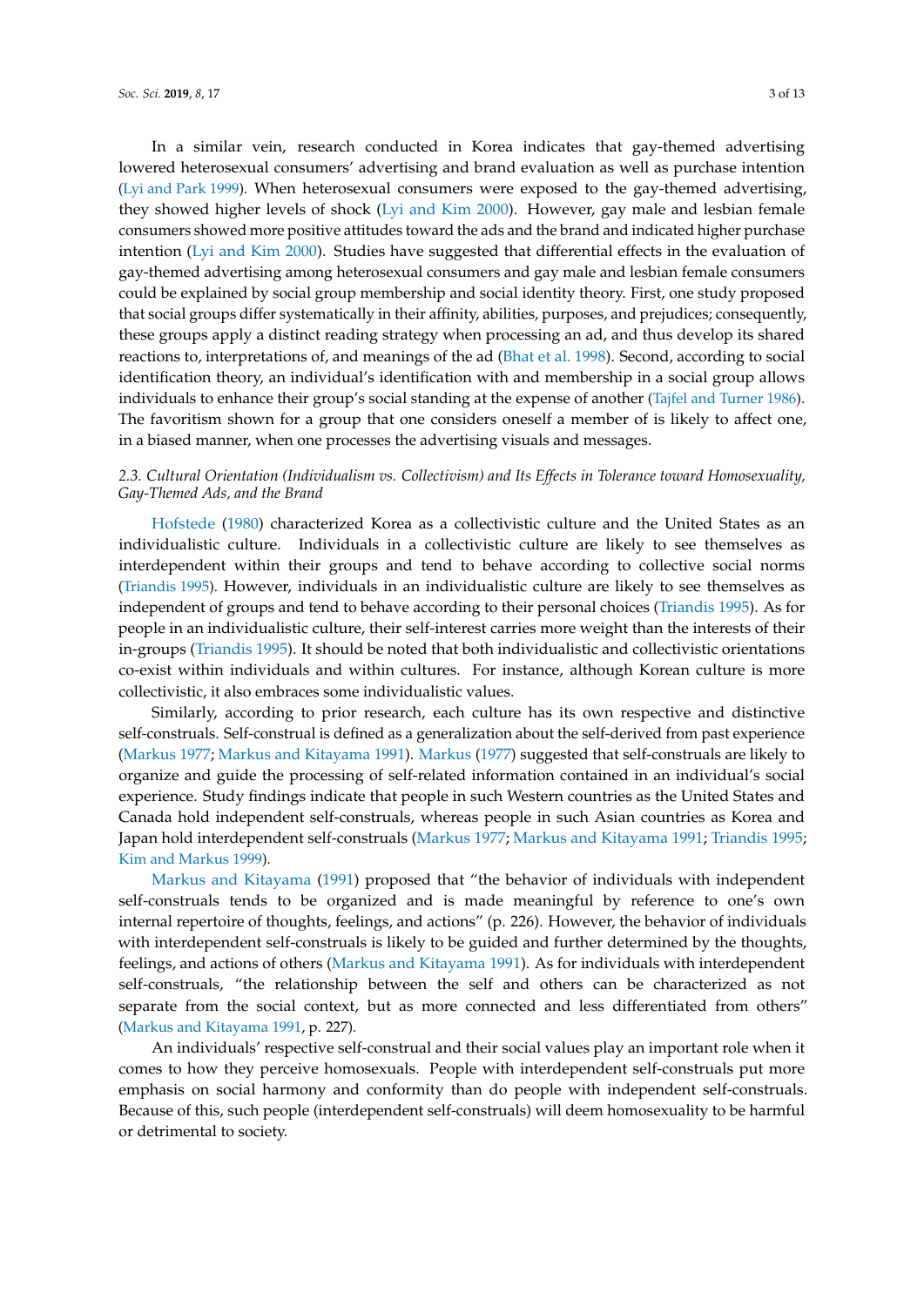In a similar vein, research conducted in Korea indicates that gay-themed advertising lowered heterosexual consumers' advertising and brand evaluation as well as purchase intention (Lyi and Park 1999). When heterosexual consumers were exposed to the gay-themed advertising, they showed higher levels of shock (Lyi and Kim 2000). However, gay male and lesbian female consumers showed more positive attitudes toward the ads and the brand and indicated higher purchase intention (Lyi and Kim 2000). Studies have suggested that differential effects in the evaluation of gay-themed advertising among heterosexual consumers and gay male and lesbian female consumers could be explained by social group membership and social identity theory. First, one study proposed that social groups differ systematically in their affinity, abilities, purposes, and prejudices; consequently, these groups apply a distinct reading strategy when processing an ad, and thus develop its shared reactions to, interpretations of, and meanings of the ad (Bhat et al. 1998). Second, according to social identification theory, an individual's identification with and membership in a social group allows individuals to enhance their group's social standing at the expense of another (Tajfel and Turner 1986). The favoritism shown for a group that one considers oneself a member of is likely to affect one, in a biased manner, when one processes the advertising visuals and messages.

### *2.3. Cultural Orientation (Individualism vs. Collectivism) and Its Effects in Tolerance toward Homosexuality, Gay-Themed Ads, and the Brand*

Hofstede (1980) characterized Korea as a collectivistic culture and the United States as an individualistic culture. Individuals in a collectivistic culture are likely to see themselves as interdependent within their groups and tend to behave according to collective social norms (Triandis 1995). However, individuals in an individualistic culture are likely to see themselves as independent of groups and tend to behave according to their personal choices (Triandis 1995). As for people in an individualistic culture, their self-interest carries more weight than the interests of their in-groups (Triandis 1995). It should be noted that both individualistic and collectivistic orientations co-exist within individuals and within cultures. For instance, although Korean culture is more collectivistic, it also embraces some individualistic values.

Similarly, according to prior research, each culture has its own respective and distinctive self-construals. Self-construal is defined as a generalization about the self-derived from past experience (Markus 1977; Markus and Kitayama 1991). Markus (1977) suggested that self-construals are likely to organize and guide the processing of self-related information contained in an individual's social experience. Study findings indicate that people in such Western countries as the United States and Canada hold independent self-construals, whereas people in such Asian countries as Korea and Japan hold interdependent self-construals (Markus 1977; Markus and Kitayama 1991; Triandis 1995; Kim and Markus 1999).

Markus and Kitayama (1991) proposed that "the behavior of individuals with independent self-construals tends to be organized and is made meaningful by reference to one's own internal repertoire of thoughts, feelings, and actions" (p. 226). However, the behavior of individuals with interdependent self-construals is likely to be guided and further determined by the thoughts, feelings, and actions of others (Markus and Kitayama 1991). As for individuals with interdependent self-construals, "the relationship between the self and others can be characterized as not separate from the social context, but as more connected and less differentiated from others" (Markus and Kitayama 1991, p. 227).

An individuals' respective self-construal and their social values play an important role when it comes to how they perceive homosexuals. People with interdependent self-construals put more emphasis on social harmony and conformity than do people with independent self-construals. Because of this, such people (interdependent self-construals) will deem homosexuality to be harmful or detrimental to society.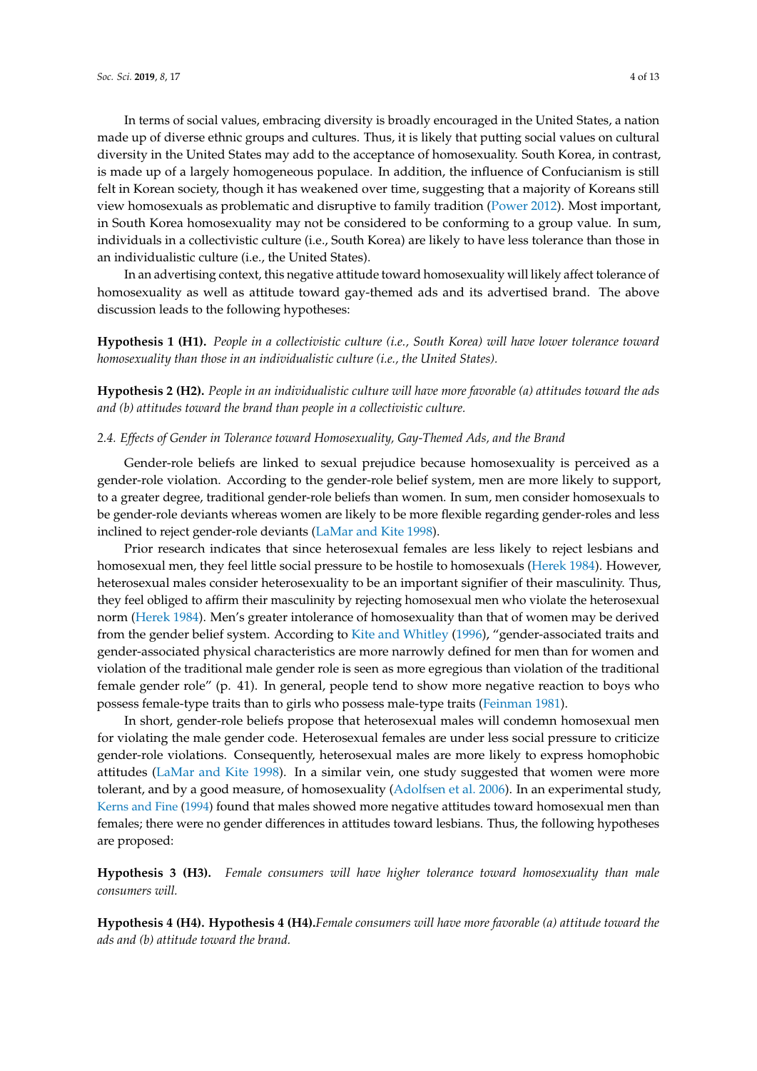In terms of social values, embracing diversity is broadly encouraged in the United States, a nation made up of diverse ethnic groups and cultures. Thus, it is likely that putting social values on cultural diversity in the United States may add to the acceptance of homosexuality. South Korea, in contrast, is made up of a largely homogeneous populace. In addition, the influence of Confucianism is still felt in Korean society, though it has weakened over time, suggesting that a majority of Koreans still view homosexuals as problematic and disruptive to family tradition (Power 2012). Most important, in South Korea homosexuality may not be considered to be conforming to a group value. In sum, individuals in a collectivistic culture (i.e., South Korea) are likely to have less tolerance than those in an individualistic culture (i.e., the United States).

In an advertising context, this negative attitude toward homosexuality will likely affect tolerance of homosexuality as well as attitude toward gay-themed ads and its advertised brand. The above discussion leads to the following hypotheses:

**Hypothesis 1 (H1).** *People in a collectivistic culture (i.e., South Korea) will have lower tolerance toward homosexuality than those in an individualistic culture (i.e., the United States).*

**Hypothesis 2 (H2).** *People in an individualistic culture will have more favorable (a) attitudes toward the ads and (b) attitudes toward the brand than people in a collectivistic culture.*

### 2.4. Effects of Gender in Tolerance toward Homosexuality, Gay-Themed Ads, and the Brand

Gender-role beliefs are linked to sexual prejudice because homosexuality is perceived as a gender-role violation. According to the gender-role belief system, men are more likely to support, to a greater degree, traditional gender-role beliefs than women. In sum, men consider homosexuals to be gender-role deviants whereas women are likely to be more flexible regarding gender-roles and less inclined to reject gender-role deviants (LaMar and Kite 1998).

Prior research indicates that since heterosexual females are less likely to reject lesbians and homosexual men, they feel little social pressure to be hostile to homosexuals (Herek 1984). However, heterosexual males consider heterosexuality to be an important signifier of their masculinity. Thus, they feel obliged to affirm their masculinity by rejecting homosexual men who violate the heterosexual norm (Herek 1984). Men's greater intolerance of homosexuality than that of women may be derived from the gender belief system. According to Kite and Whitley (1996), "gender-associated traits and gender-associated physical characteristics are more narrowly defined for men than for women and violation of the traditional male gender role is seen as more egregious than violation of the traditional female gender role" (p. 41). In general, people tend to show more negative reaction to boys who possess female-type traits than to girls who possess male-type traits (Feinman 1981).

In short, gender-role beliefs propose that heterosexual males will condemn homosexual men for violating the male gender code. Heterosexual females are under less social pressure to criticize gender-role violations. Consequently, heterosexual males are more likely to express homophobic attitudes (LaMar and Kite 1998). In a similar vein, one study suggested that women were more tolerant, and by a good measure, of homosexuality (Adolfsen et al. 2006). In an experimental study, Kerns and Fine (1994) found that males showed more negative attitudes toward homosexual men than females; there were no gender differences in attitudes toward lesbians. Thus, the following hypotheses are proposed:

**Hypothesis 3 (H3).** *Female consumers will have higher tolerance toward homosexuality than male consumers will.*

**Hypothesis 4 (H4). Hypothesis 4 (H4).** *Female consumers will have more favorable (a) attitude toward the ads and (b) attitude toward the brand.*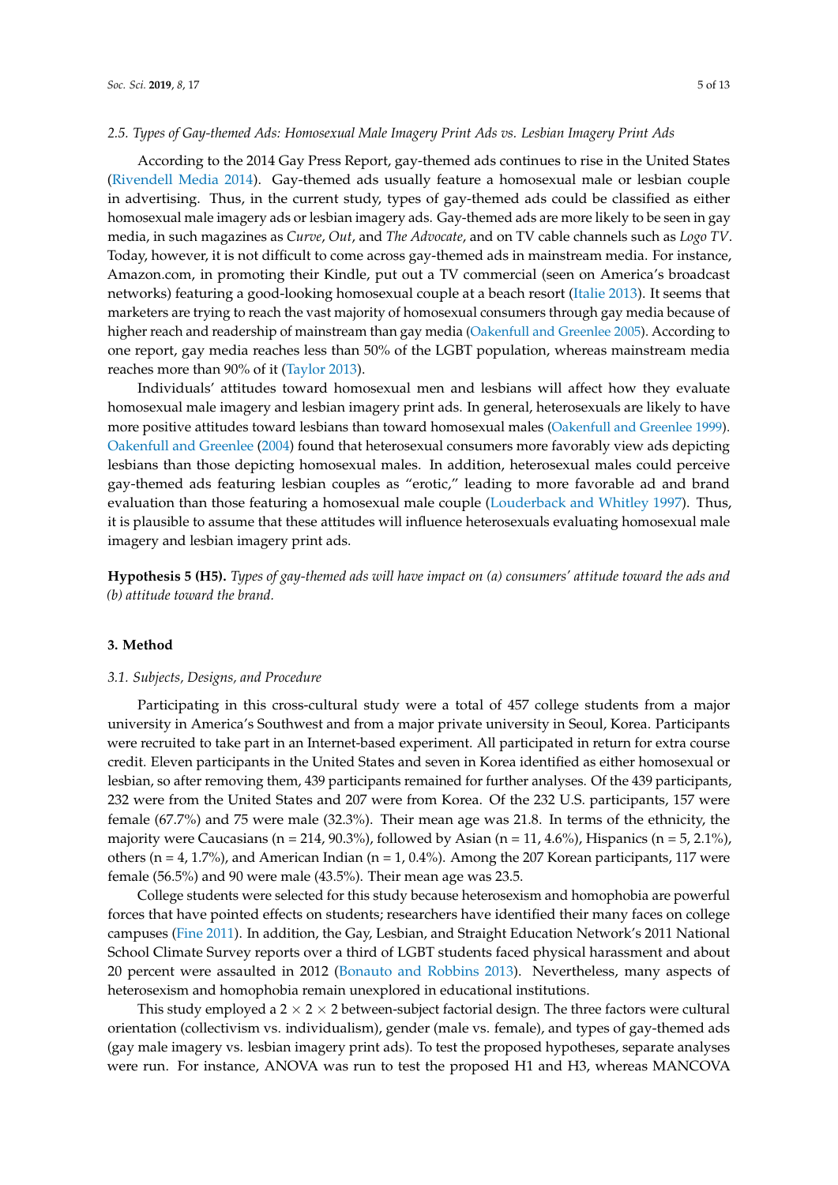### 2.5. Types of Gay-themed Ads: Homosexual Male Imagery Print Ads vs. Lesbian Imagery Print Ads

According to the 2014 Gay Press Report, gay-themed ads continues to rise in the United States (Rivendell Media 2014). Gay-themed ads usually feature a homosexual male or lesbian couple in advertising. Thus, in the current study, types of gay-themed ads could be classified as either homosexual male imagery ads or lesbian imagery ads. Gay-themed ads are more likely to be seen in gay media, in such magazines as *Curve*, *Out*, and *The Advocate*, and on TV cable channels such as *Logo TV*. Today, however, it is not difficult to come across gay-themed ads in mainstream media. For instance, Amazon.com, in promoting their Kindle, put out a TV commercial (seen on America's broadcast networks) featuring a good-looking homosexual couple at a beach resort (Italie 2013). It seems that marketers are trying to reach the vast majority of homosexual consumers through gay media because of higher reach and readership of mainstream than gay media (Oakenfull and Greenlee 2005). According to one report, gay media reaches less than 50% of the LGBT population, whereas mainstream media reaches more than 90% of it (Taylor 2013).

Individuals' attitudes toward homosexual men and lesbians will affect how they evaluate homosexual male imagery and lesbian imagery print ads. In general, heterosexuals are likely to have more positive attitudes toward lesbians than toward homosexual males (Oakenfull and Greenlee 1999). Oakenfull and Greenlee (2004) found that heterosexual consumers more favorably view ads depicting lesbians than those depicting homosexual males. In addition, heterosexual males could perceive gay-themed ads featuring lesbian couples as "erotic," leading to more favorable ad and brand evaluation than those featuring a homosexual male couple (Louderback and Whitley 1997). Thus, it is plausible to assume that these attitudes will influence heterosexuals evaluating homosexual male imagery and lesbian imagery print ads.

**Hypothesis 5 (H5).** *Types of gay-themed ads will have impact on (a) consumers' attitude toward the ads and (b) attitude toward the brand.*

## 3. Method

### 3.1. Subjects, Designs, and Procedure

Participating in this cross-cultural study were a total of 457 college students from a major university in America's Southwest and from a major private university in Seoul, Korea. Participants were recruited to take part in an Internet-based experiment. All participated in return for extra course credit. Eleven participants in the United States and seven in Korea identified as either homosexual or lesbian, so after removing them, 439 participants remained for further analyses. Of the 439 participants, 232 were from the United States and 207 were from Korea. Of the 232 U.S. participants, 157 were female (67.7%) and 75 were male (32.3%). Their mean age was 21.8. In terms of the ethnicity, the majority were Caucasians (n = 214, 90.3%), followed by Asian (n = 11, 4.6%), Hispanics (n = 5, 2.1%), others (n = 4, 1.7%), and American Indian (n = 1, 0.4%). Among the 207 Korean participants, 117 were female (56.5%) and 90 were male (43.5%). Their mean age was 23.5.

College students were selected for this study because heterosexism and homophobia are powerful forces that have pointed effects on students; researchers have identified their many faces on college campuses (Fine 2011). In addition, the Gay, Lesbian, and Straight Education Network's 2011 National School Climate Survey reports over a third of LGBT students faced physical harassment and about 20 percent were assaulted in 2012 (Bonauto and Robbins 2013). Nevertheless, many aspects of heterosexism and homophobia remain unexplored in educational institutions.

This study employed a 2 × 2 × 2 between-subject factorial design. The three factors were cultural orientation (collectivism vs. individualism), gender (male vs. female), and types of gay-themed ads (gay male imagery vs. lesbian imagery print ads). To test the proposed hypotheses, separate analyses were run. For instance, ANOVA was run to test the proposed H1 and H3, whereas MANCOVA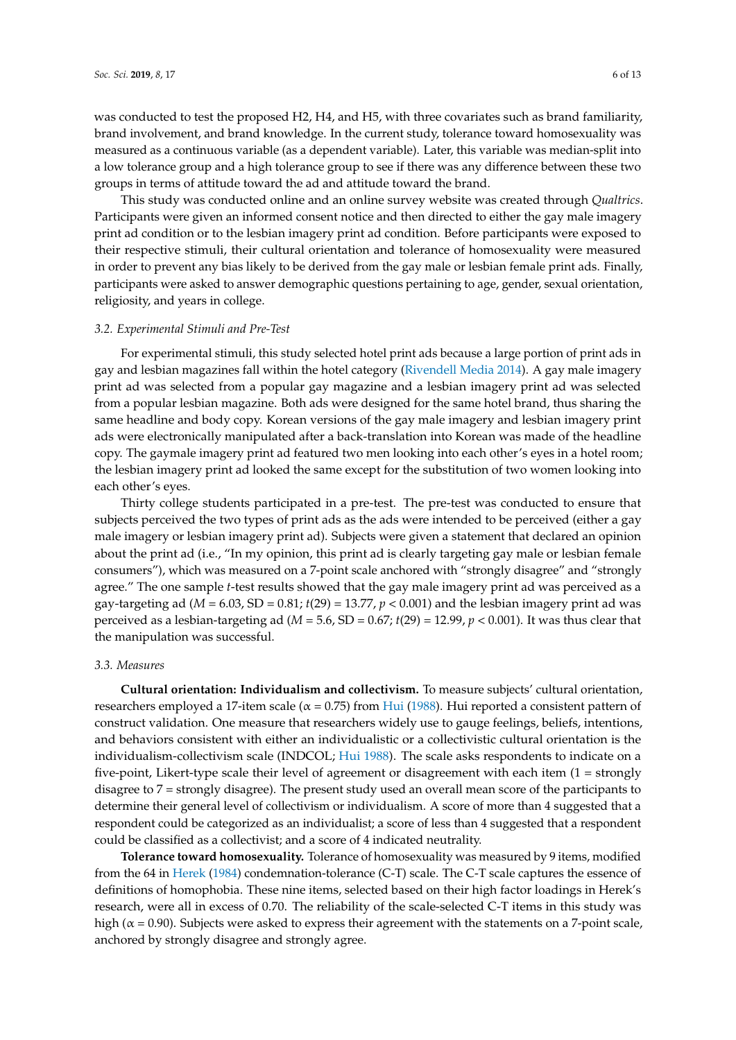was conducted to test the proposed H2, H4, and H5, with three covariates such as brand familiarity, brand involvement, and brand knowledge. In the current study, tolerance toward homosexuality was measured as a continuous variable (as a dependent variable). Later, this variable was median-split into a low tolerance group and a high tolerance group to see if there was any difference between these two groups in terms of attitude toward the ad and attitude toward the brand.

This study was conducted online and an online survey website was created through *Qualtrics*. Participants were given an informed consent notice and then directed to either the gay male imagery print ad condition or to the lesbian imagery print ad condition. Before participants were exposed to their respective stimuli, their cultural orientation and tolerance of homosexuality were measured in order to prevent any bias likely to be derived from the gay male or lesbian female print ads. Finally, participants were asked to answer demographic questions pertaining to age, gender, sexual orientation, religiosity, and years in college.

### 3.2. Experimental Stimuli and Pre-Test

For experimental stimuli, this study selected hotel print ads because a large portion of print ads in gay and lesbian magazines fall within the hotel category (Rivendell Media 2014). A gay male imagery print ad was selected from a popular gay magazine and a lesbian imagery print ad was selected from a popular lesbian magazine. Both ads were designed for the same hotel brand, thus sharing the same headline and body copy. Korean versions of the gay male imagery and lesbian imagery print ads were electronically manipulated after a back-translation into Korean was made of the headline copy. The gaymale imagery print ad featured two men looking into each other's eyes in a hotel room; the lesbian imagery print ad looked the same except for the substitution of two women looking into each other's eyes.

Thirty college students participated in a pre-test. The pre-test was conducted to ensure that subjects perceived the two types of print ads as the ads were intended to be perceived (either a gay male imagery or lesbian imagery print ad). Subjects were given a statement that declared an opinion about the print ad (i.e., "In my opinion, this print ad is clearly targeting gay male or lesbian female consumers"), which was measured on a 7-point scale anchored with "strongly disagree" and "strongly agree." The one sample *t*-test results showed that the gay male imagery print ad was perceived as a gay-targeting ad ($M = 6.03$, SD = 0.81; $t(29) = 13.77$, $p < 0.001$) and the lesbian imagery print ad was perceived as a lesbian-targeting ad ($M = 5.6$, SD = 0.67; $t(29) = 12.99$, $p < 0.001$). It was thus clear that the manipulation was successful.

### 3.3. Measures

**Cultural orientation: Individualism and collectivism.** To measure subjects' cultural orientation, researchers employed a 17-item scale ($\alpha = 0.75$) from Hui (1988). Hui reported a consistent pattern of construct validation. One measure that researchers widely use to gauge feelings, beliefs, intentions, and behaviors consistent with either an individualistic or a collectivistic cultural orientation is the individualism-collectivism scale (INDCOL; Hui 1988). The scale asks respondents to indicate on a five-point, Likert-type scale their level of agreement or disagreement with each item (1 = strongly disagree to 7 = strongly disagree). The present study used an overall mean score of the participants to determine their general level of collectivism or individualism. A score of more than 4 suggested that a respondent could be categorized as an individualist; a score of less than 4 suggested that a respondent could be classified as a collectivist; and a score of 4 indicated neutrality.

**Tolerance toward homosexuality.** Tolerance of homosexuality was measured by 9 items, modified from the 64 in Herek (1984) condemnation-tolerance (C-T) scale. The C-T scale captures the essence of definitions of homophobia. These nine items, selected based on their high factor loadings in Herek's research, were all in excess of 0.70. The reliability of the scale-selected C-T items in this study was high ($\alpha = 0.90$). Subjects were asked to express their agreement with the statements on a 7-point scale, anchored by strongly disagree and strongly agree.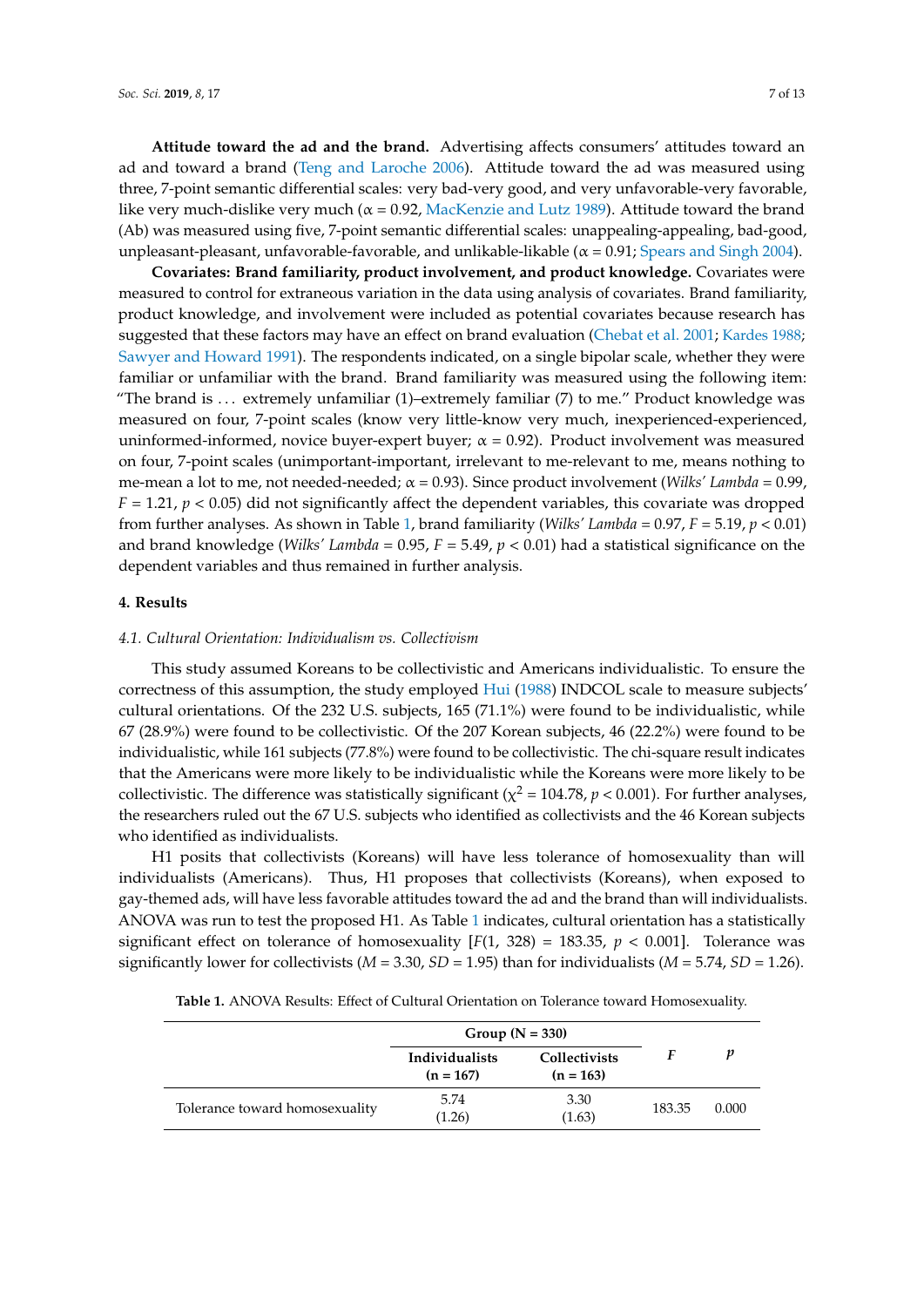**Attitude toward the ad and the brand.** Advertising affects consumers' attitudes toward an ad and toward a brand (Teng and Laroche 2006). Attitude toward the ad was measured using three, 7-point semantic differential scales: very bad-very good, and very unfavorable-very favorable, like very much-dislike very much (α = 0.92, MacKenzie and Lutz 1989). Attitude toward the brand (Ab) was measured using five, 7-point semantic differential scales: unappealing-appealing, bad-good, unpleasant-pleasant, unfavorable-favorable, and unlikable-likable (α = 0.91; Spears and Singh 2004).

**Covariates: Brand familiarity, product involvement, and product knowledge.** Covariates were measured to control for extraneous variation in the data using analysis of covariates. Brand familiarity, product knowledge, and involvement were included as potential covariates because research has suggested that these factors may have an effect on brand evaluation (Chebat et al. 2001; Kardes 1988; Sawyer and Howard 1991). The respondents indicated, on a single bipolar scale, whether they were familiar or unfamiliar with the brand. Brand familiarity was measured using the following item: "The brand is . . . extremely unfamiliar (1)–extremely familiar (7) to me." Product knowledge was measured on four, 7-point scales (know very little-know very much, inexperienced-experienced, uninformed-informed, novice buyer-expert buyer; α = 0.92). Product involvement was measured on four, 7-point scales (unimportant-important, irrelevant to me-relevant to me, means nothing to me-mean a lot to me, not needed-needed; α = 0.93). Since product involvement (*Wilks' Lambda* = 0.99, $F = 1.21$, $p < 0.05$) did not significantly affect the dependent variables, this covariate was dropped from further analyses. As shown in Table 1, brand familiarity (*Wilks' Lambda* = 0.97, $F = 5.19$, $p < 0.01$) and brand knowledge (*Wilks' Lambda* = 0.95, $F = 5.49$, $p < 0.01$) had a statistical significance on the dependent variables and thus remained in further analysis.

## 4. Results

### *4.1. Cultural Orientation: Individualism vs. Collectivism*

This study assumed Koreans to be collectivistic and Americans individualistic. To ensure the correctness of this assumption, the study employed Hui (1988) INDCOL scale to measure subjects' cultural orientations. Of the 232 U.S. subjects, 165 (71.1%) were found to be individualistic, while 67 (28.9%) were found to be collectivistic. Of the 207 Korean subjects, 46 (22.2%) were found to be individualistic, while 161 subjects (77.8%) were found to be collectivistic. The chi-square result indicates that the Americans were more likely to be individualistic while the Koreans were more likely to be collectivistic. The difference was statistically significant ($\chi^2 = 104.78$, $p < 0.001$). For further analyses, the researchers ruled out the 67 U.S. subjects who identified as collectivists and the 46 Korean subjects who identified as individualists.

H1 posits that collectivists (Koreans) will have less tolerance of homosexuality than will individualists (Americans). Thus, H1 proposes that collectivists (Koreans), when exposed to gay-themed ads, will have less favorable attitudes toward the ad and the brand than will individualists. ANOVA was run to test the proposed H1. As Table 1 indicates, cultural orientation has a statistically significant effect on tolerance of homosexuality [$F(1, 328) = 183.35$, $p < 0.001$]. Tolerance was significantly lower for collectivists ($M = 3.30$, $SD = 1.95$) than for individualists ($M = 5.74$, $SD = 1.26$).

**Table 1.** ANOVA Results: Effect of Cultural Orientation on Tolerance toward Homosexuality.

| | Group (N = 330) | | *F* | *p* |
|---|---|---|---|---|
| | **Individualists (n = 167)** | **Collectivists (n = 163)** | | |
| Tolerance toward homosexuality | 5.74 (1.26) | 3.30 (1.63) | 183.35 | 0.000 |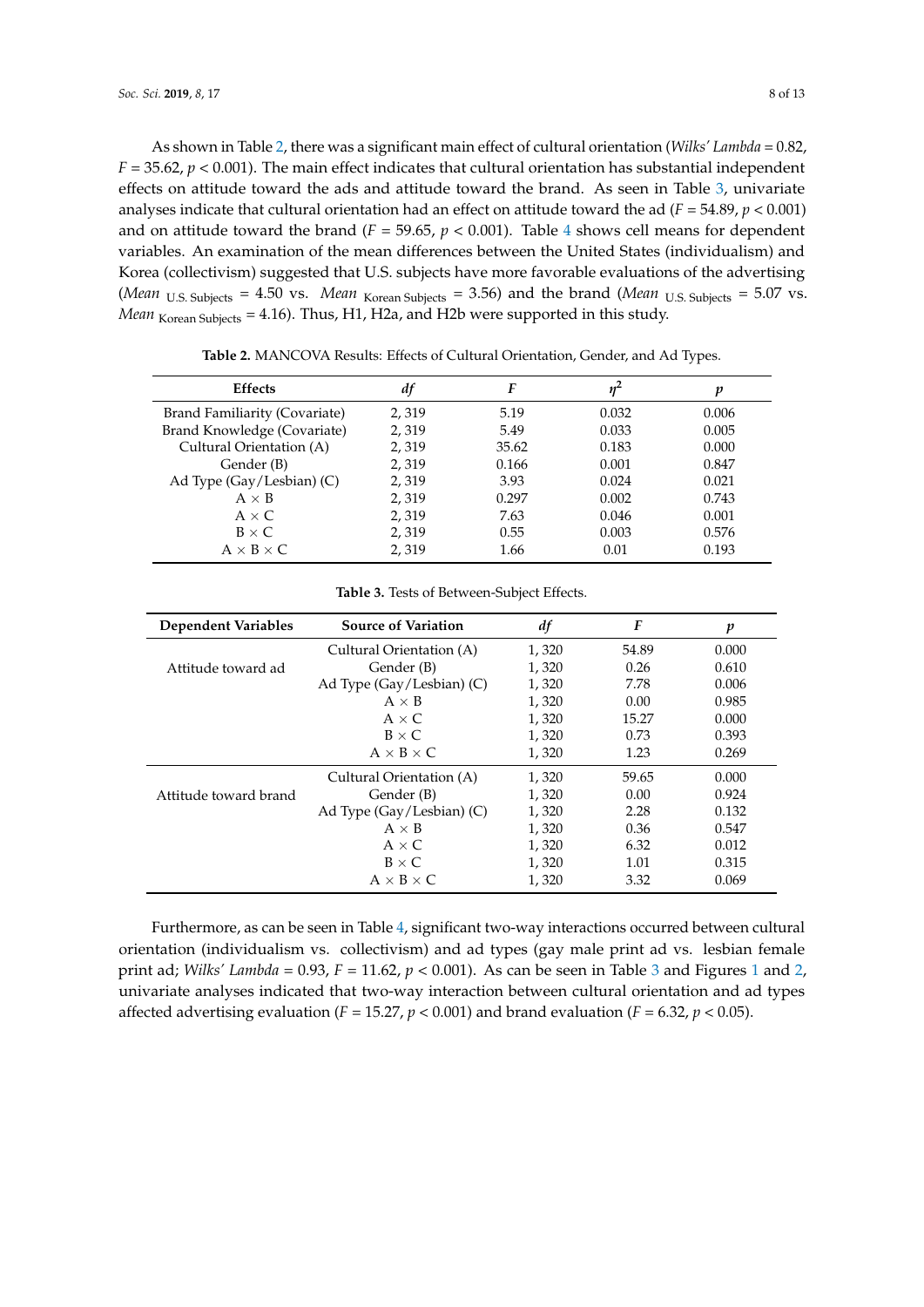As shown in Table 2, there was a significant main effect of cultural orientation (*Wilks' Lambda* = 0.82, $F = 35.62$, $p < 0.001$). The main effect indicates that cultural orientation has substantial independent effects on attitude toward the ads and attitude toward the brand. As seen in Table 3, univariate analyses indicate that cultural orientation had an effect on attitude toward the ad ($F = 54.89$, $p < 0.001$) and on attitude toward the brand ($F = 59.65$, $p < 0.001$). Table 4 shows cell means for dependent variables. An examination of the mean differences between the United States (individualism) and Korea (collectivism) suggested that U.S. subjects have more favorable evaluations of the advertising ($Mean_{\text{U.S. Subjects}} = 4.50$ vs. $Mean_{\text{Korean Subjects}} = 3.56$) and the brand ($Mean_{\text{U.S. Subjects}} = 5.07$ vs. $Mean_{\text{Korean Subjects}} = 4.16$). Thus, H1, H2a, and H2b were supported in this study.

**Table 2.** MANCOVA Results: Effects of Cultural Orientation, Gender, and Ad Types.

| Effects | *df* | *F* | $\eta^2$ | *p* |
|---|---|---|---|---|
| Brand Familiarity (Covariate) | 2, 319 | 5.19 | 0.032 | 0.006 |
| Brand Knowledge (Covariate) | 2, 319 | 5.49 | 0.033 | 0.005 |
| Cultural Orientation (A) | 2, 319 | 35.62 | 0.183 | 0.000 |
| Gender (B) | 2, 319 | 0.166 | 0.001 | 0.847 |
| Ad Type (Gay/Lesbian) (C) | 2, 319 | 3.93 | 0.024 | 0.021 |
| A × B | 2, 319 | 0.297 | 0.002 | 0.743 |
| A × C | 2, 319 | 7.63 | 0.046 | 0.001 |
| B × C | 2, 319 | 0.55 | 0.003 | 0.576 |
| A × B × C | 2, 319 | 1.66 | 0.01 | 0.193 |

**Table 3.** Tests of Between-Subject Effects.

| Dependent Variables | Source of Variation | *df* | *F* | *p* |
|---|---|---|---|---|
| Attitude toward ad | Cultural Orientation (A) | 1, 320 | 54.89 | 0.000 |
| | Gender (B) | 1, 320 | 0.26 | 0.610 |
| | Ad Type (Gay/Lesbian) (C) | 1, 320 | 7.78 | 0.006 |
| | A × B | 1, 320 | 0.00 | 0.985 |
| | A × C | 1, 320 | 15.27 | 0.000 |
| | B × C | 1, 320 | 0.73 | 0.393 |
| | A × B × C | 1, 320 | 1.23 | 0.269 |
| Attitude toward brand | Cultural Orientation (A) | 1, 320 | 59.65 | 0.000 |
| | Gender (B) | 1, 320 | 0.00 | 0.924 |
| | Ad Type (Gay/Lesbian) (C) | 1, 320 | 2.28 | 0.132 |
| | A × B | 1, 320 | 0.36 | 0.547 |
| | A × C | 1, 320 | 6.32 | 0.012 |
| | B × C | 1, 320 | 1.01 | 0.315 |
| | A × B × C | 1, 320 | 3.32 | 0.069 |

Furthermore, as can be seen in Table 4, significant two-way interactions occurred between cultural orientation (individualism vs. collectivism) and ad types (gay male print ad vs. lesbian female print ad; *Wilks' Lambda* = 0.93, $F = 11.62$, $p < 0.001$). As can be seen in Table 3 and Figures 1 and 2, univariate analyses indicated that two-way interaction between cultural orientation and ad types affected advertising evaluation ($F = 15.27$, $p < 0.001$) and brand evaluation ($F = 6.32$, $p < 0.05$).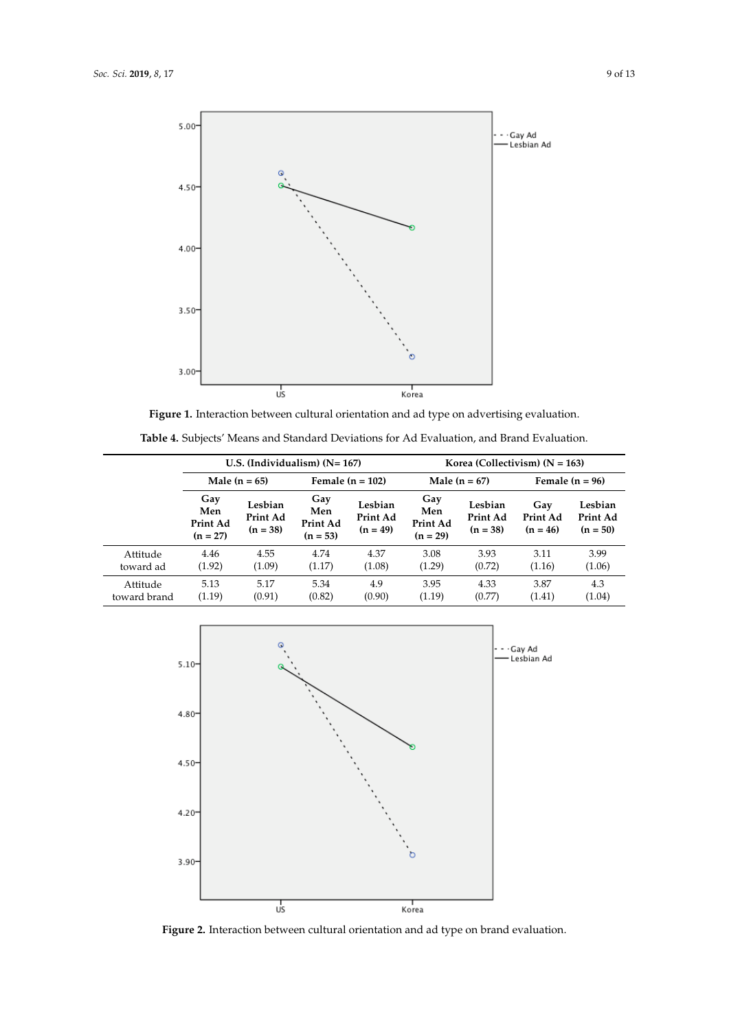**Figure 1.** Interaction between cultural orientation and ad type on advertising evaluation.

**Table 4.** Subjects' Means and Standard Deviations for Ad Evaluation, and Brand Evaluation.

| | U.S. (Individualism) (N= 167) | | | | Korea (Collectivism) (N = 163) | | | |
|---|---|---|---|---|---|---|---|---|
| | Male (n = 65) | | Female (n = 102) | | Male (n = 67) | | Female (n = 96) | |
| | Gay Men Print Ad (n = 27) | Lesbian Print Ad (n = 38) | Gay Men Print Ad (n = 53) | Lesbian Print Ad (n = 49) | Gay Men Print Ad (n = 29) | Lesbian Print Ad (n = 38) | Gay Print Ad (n = 46) | Lesbian Print Ad (n = 50) |
| Attitude toward ad | 4.46 (1.92) | 4.55 (1.09) | 4.74 (1.17) | 4.37 (1.08) | 3.08 (1.29) | 3.93 (0.72) | 3.11 (1.16) | 3.99 (1.06) |
| Attitude toward brand | 5.13 (1.19) | 5.17 (0.91) | 5.34 (0.82) | 4.9 (0.90) | 3.95 (1.19) | 4.33 (0.77) | 3.87 (1.41) | 4.3 (1.04) |

**Figure 2.** Interaction between cultural orientation and ad type on brand evaluation.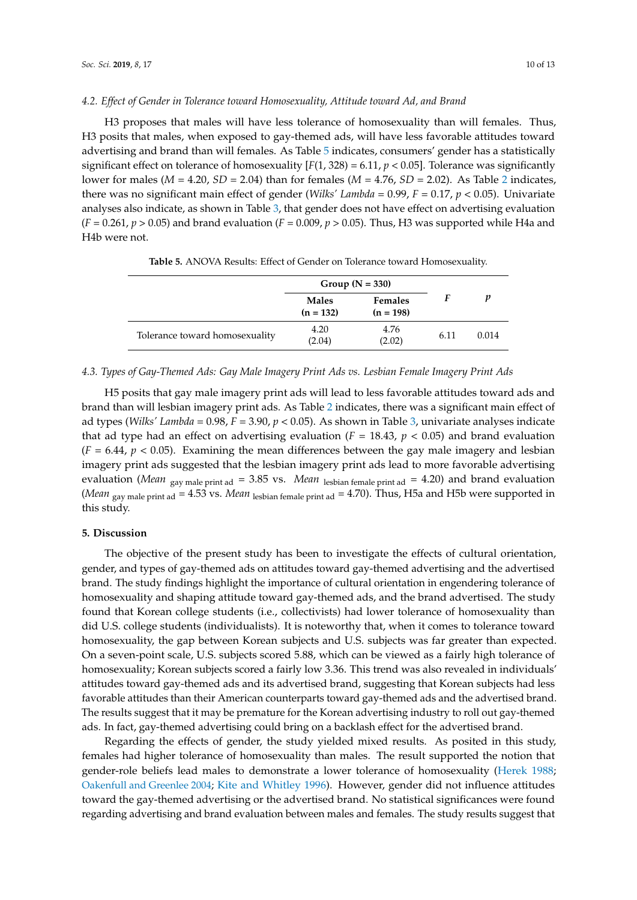### 4.2. Effect of Gender in Tolerance toward Homosexuality, Attitude toward Ad, and Brand

H3 proposes that males will have less tolerance of homosexuality than will females. Thus, H3 posits that males, when exposed to gay-themed ads, will have less favorable attitudes toward advertising and brand than will females. As Table 5 indicates, consumers' gender has a statistically significant effect on tolerance of homosexuality [$F(1, 328) = 6.11$, $p < 0.05$]. Tolerance was significantly lower for males ($M = 4.20$, $SD = 2.04$) than for females ($M = 4.76$, $SD = 2.02$). As Table 2 indicates, there was no significant main effect of gender (*Wilks' Lambda* = 0.99, $F = 0.17$, $p < 0.05$). Univariate analyses also indicate, as shown in Table 3, that gender does not have effect on advertising evaluation ($F = 0.261$, $p > 0.05$) and brand evaluation ($F = 0.009$, $p > 0.05$). Thus, H3 was supported while H4a and H4b were not.

**Table 5.** ANOVA Results: Effect of Gender on Tolerance toward Homosexuality.

| | Group (N = 330) | | *F* | *p* |
|---|---|---|---|---|
| | Males (n = 132) | Females (n = 198) | | |
| Tolerance toward homosexuality | 4.20 (2.04) | 4.76 (2.02) | 6.11 | 0.014 |

### 4.3. Types of Gay-Themed Ads: Gay Male Imagery Print Ads vs. Lesbian Female Imagery Print Ads

H5 posits that gay male imagery print ads will lead to less favorable attitudes toward ads and brand than will lesbian imagery print ads. As Table 2 indicates, there was a significant main effect of ad types (*Wilks' Lambda* = 0.98, $F = 3.90$, $p < 0.05$). As shown in Table 3, univariate analyses indicate that ad type had an effect on advertising evaluation ($F = 18.43$, $p < 0.05$) and brand evaluation ($F = 6.44$, $p < 0.05$). Examining the mean differences between the gay male imagery and lesbian imagery print ads suggested that the lesbian imagery print ads lead to more favorable advertising evaluation ($Mean_{\text{gay male print ad}} = 3.85$ vs. $Mean_{\text{lesbian female print ad}} = 4.20$) and brand evaluation ($Mean_{\text{gay male print ad}} = 4.53$ vs. $Mean_{\text{lesbian female print ad}} = 4.70$). Thus, H5a and H5b were supported in this study.

## 5. Discussion

The objective of the present study has been to investigate the effects of cultural orientation, gender, and types of gay-themed ads on attitudes toward gay-themed advertising and the advertised brand. The study findings highlight the importance of cultural orientation in engendering tolerance of homosexuality and shaping attitude toward gay-themed ads, and the brand advertised. The study found that Korean college students (i.e., collectivists) had lower tolerance of homosexuality than did U.S. college students (individualists). It is noteworthy that, when it comes to tolerance toward homosexuality, the gap between Korean subjects and U.S. subjects was far greater than expected. On a seven-point scale, U.S. subjects scored 5.88, which can be viewed as a fairly high tolerance of homosexuality; Korean subjects scored a fairly low 3.36. This trend was also revealed in individuals' attitudes toward gay-themed ads and its advertised brand, suggesting that Korean subjects had less favorable attitudes than their American counterparts toward gay-themed ads and the advertised brand. The results suggest that it may be premature for the Korean advertising industry to roll out gay-themed ads. In fact, gay-themed advertising could bring on a backlash effect for the advertised brand.

Regarding the effects of gender, the study yielded mixed results. As posited in this study, females had higher tolerance of homosexuality than males. The result supported the notion that gender-role beliefs lead males to demonstrate a lower tolerance of homosexuality (Herek 1988; Oakenfull and Greenlee 2004; Kite and Whitley 1996). However, gender did not influence attitudes toward the gay-themed advertising or the advertised brand. No statistical significances were found regarding advertising and brand evaluation between males and females. The study results suggest that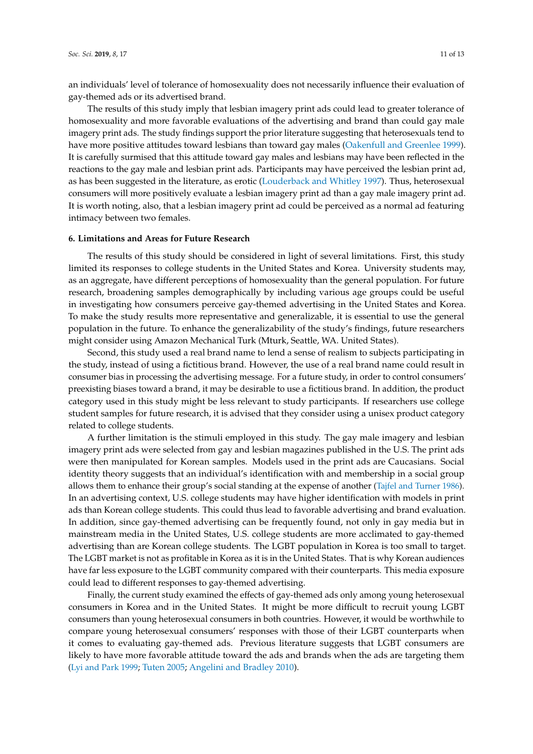an individuals' level of tolerance of homosexuality does not necessarily influence their evaluation of gay-themed ads or its advertised brand.

The results of this study imply that lesbian imagery print ads could lead to greater tolerance of homosexuality and more favorable evaluations of the advertising and brand than could gay male imagery print ads. The study findings support the prior literature suggesting that heterosexuals tend to have more positive attitudes toward lesbians than toward gay males (Oakenfull and Greenlee 1999). It is carefully surmised that this attitude toward gay males and lesbians may have been reflected in the reactions to the gay male and lesbian print ads. Participants may have perceived the lesbian print ad, as has been suggested in the literature, as erotic (Louderback and Whitley 1997). Thus, heterosexual consumers will more positively evaluate a lesbian imagery print ad than a gay male imagery print ad. It is worth noting, also, that a lesbian imagery print ad could be perceived as a normal ad featuring intimacy between two females.

## 6. Limitations and Areas for Future Research

The results of this study should be considered in light of several limitations. First, this study limited its responses to college students in the United States and Korea. University students may, as an aggregate, have different perceptions of homosexuality than the general population. For future research, broadening samples demographically by including various age groups could be useful in investigating how consumers perceive gay-themed advertising in the United States and Korea. To make the study results more representative and generalizable, it is essential to use the general population in the future. To enhance the generalizability of the study's findings, future researchers might consider using Amazon Mechanical Turk (Mturk, Seattle, WA. United States).

Second, this study used a real brand name to lend a sense of realism to subjects participating in the study, instead of using a fictitious brand. However, the use of a real brand name could result in consumer bias in processing the advertising message. For a future study, in order to control consumers' preexisting biases toward a brand, it may be desirable to use a fictitious brand. In addition, the product category used in this study might be less relevant to study participants. If researchers use college student samples for future research, it is advised that they consider using a unisex product category related to college students.

A further limitation is the stimuli employed in this study. The gay male imagery and lesbian imagery print ads were selected from gay and lesbian magazines published in the U.S. The print ads were then manipulated for Korean samples. Models used in the print ads are Caucasians. Social identity theory suggests that an individual's identification with and membership in a social group allows them to enhance their group's social standing at the expense of another (Tajfel and Turner 1986). In an advertising context, U.S. college students may have higher identification with models in print ads than Korean college students. This could thus lead to favorable advertising and brand evaluation. In addition, since gay-themed advertising can be frequently found, not only in gay media but in mainstream media in the United States, U.S. college students are more acclimated to gay-themed advertising than are Korean college students. The LGBT population in Korea is too small to target. The LGBT market is not as profitable in Korea as it is in the United States. That is why Korean audiences have far less exposure to the LGBT community compared with their counterparts. This media exposure could lead to different responses to gay-themed advertising.

Finally, the current study examined the effects of gay-themed ads only among young heterosexual consumers in Korea and in the United States. It might be more difficult to recruit young LGBT consumers than young heterosexual consumers in both countries. However, it would be worthwhile to compare young heterosexual consumers' responses with those of their LGBT counterparts when it comes to evaluating gay-themed ads. Previous literature suggests that LGBT consumers are likely to have more favorable attitude toward the ads and brands when the ads are targeting them (Lyi and Park 1999; Tuten 2005; Angelini and Bradley 2010).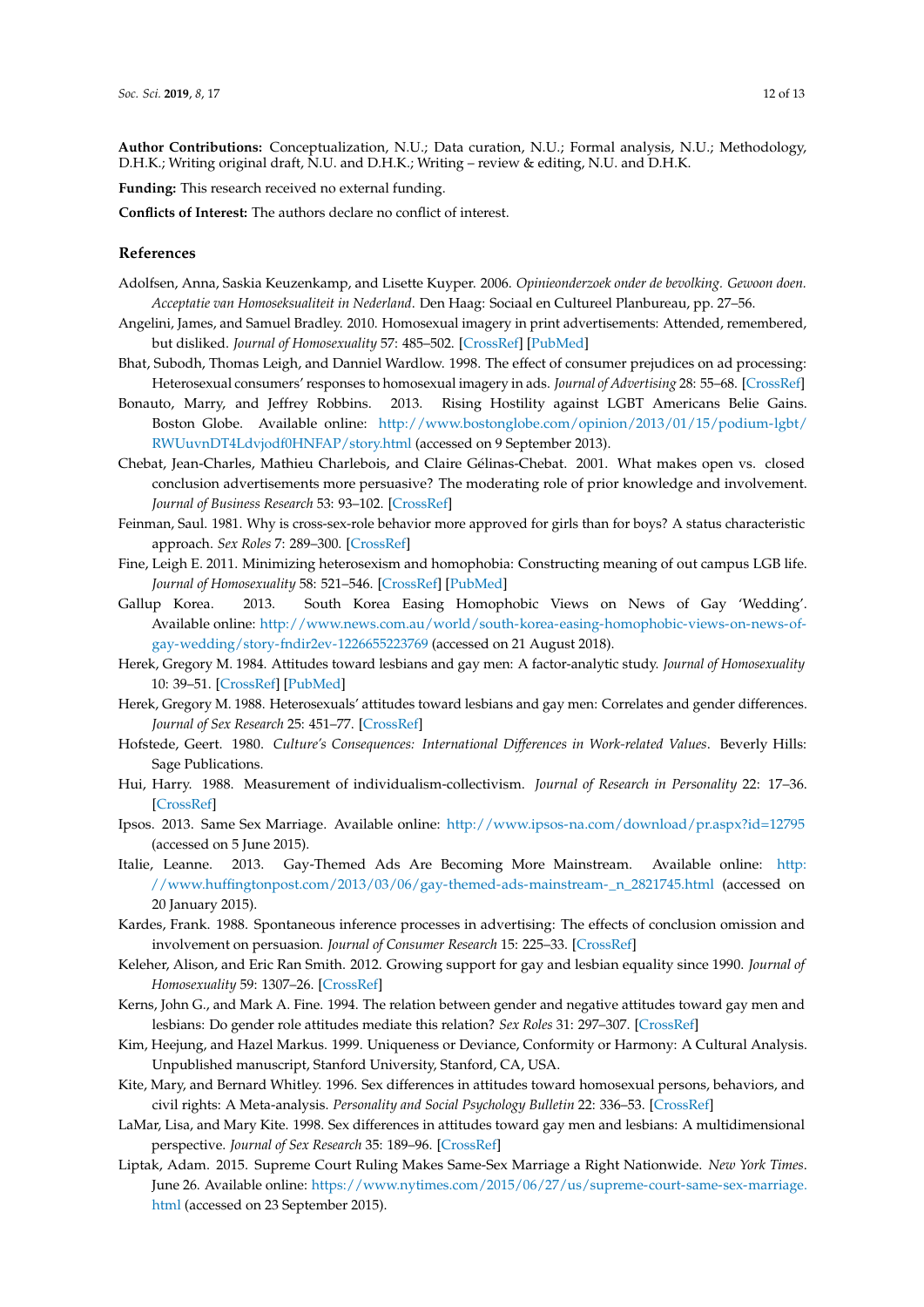**Author Contributions:** Conceptualization, N.U.; Data curation, N.U.; Formal analysis, N.U.; Methodology, D.H.K.; Writing original draft, N.U. and D.H.K.; Writing – review & editing, N.U. and D.H.K.

**Funding:** This research received no external funding.

**Conflicts of Interest:** The authors declare no conflict of interest.

## References

Adolfsen, Anna, Saskia Keuzenkamp, and Lisette Kuyper. 2006. *Opinieonderzoek onder de bevolking. Gewoon doen. Acceptatie van Homoseksualiteit in Nederland*. Den Haag: Sociaal en Cultureel Planbureau, pp. 27–56.

Angelini, James, and Samuel Bradley. 2010. Homosexual imagery in print advertisements: Attended, remembered, but disliked. *Journal of Homosexuality* 57: 485–502. [CrossRef] [PubMed]

Bhat, Subodh, Thomas Leigh, and Danniel Wardlow. 1998. The effect of consumer prejudices on ad processing: Heterosexual consumers' responses to homosexual imagery in ads. *Journal of Advertising* 28: 55–68. [CrossRef]

Bonauto, Marry, and Jeffrey Robbins. 2013. Rising Hostility against LGBT Americans Belie Gains. Boston Globe. Available online: http://www.bostonglobe.com/opinion/2013/01/15/podium-lgbt/RWUuvnDT4Ldvjodf0HNFAP/story.html (accessed on 9 September 2013).

Chebat, Jean-Charles, Mathieu Charlebois, and Claire Gélinas-Chebat. 2001. What makes open vs. closed conclusion advertisements more persuasive? The moderating role of prior knowledge and involvement. *Journal of Business Research* 53: 93–102. [CrossRef]

Feinman, Saul. 1981. Why is cross-sex-role behavior more approved for girls than for boys? A status characteristic approach. *Sex Roles* 7: 289–300. [CrossRef]

Fine, Leigh E. 2011. Minimizing heterosexism and homophobia: Constructing meaning of out campus LGB life. *Journal of Homosexuality* 58: 521–546. [CrossRef] [PubMed]

Gallup Korea. 2013. South Korea Easing Homophobic Views on News of Gay 'Wedding'. Available online: http://www.news.com.au/world/south-korea-easing-homophobic-views-on-news-of-gay-wedding/story-fndir2ev-1226655223769 (accessed on 21 August 2018).

Herek, Gregory M. 1984. Attitudes toward lesbians and gay men: A factor-analytic study. *Journal of Homosexuality* 10: 39–51. [CrossRef] [PubMed]

Herek, Gregory M. 1988. Heterosexuals' attitudes toward lesbians and gay men: Correlates and gender differences. *Journal of Sex Research* 25: 451–77. [CrossRef]

Hofstede, Geert. 1980. *Culture's Consequences: International Differences in Work-related Values*. Beverly Hills: Sage Publications.

Hui, Harry. 1988. Measurement of individualism-collectivism. *Journal of Research in Personality* 22: 17–36. [CrossRef]

Ipsos. 2013. Same Sex Marriage. Available online: http://www.ipsos-na.com/download/pr.aspx?id=12795 (accessed on 5 June 2015).

Italie, Leanne. 2013. Gay-Themed Ads Are Becoming More Mainstream. Available online: http://www.huffingtonpost.com/2013/03/06/gay-themed-ads-mainstream-_n_2821745.html (accessed on 20 January 2015).

Kardes, Frank. 1988. Spontaneous inference processes in advertising: The effects of conclusion omission and involvement on persuasion. *Journal of Consumer Research* 15: 225–33. [CrossRef]

Keleher, Alison, and Eric Ran Smith. 2012. Growing support for gay and lesbian equality since 1990. *Journal of Homosexuality* 59: 1307–26. [CrossRef]

Kerns, John G., and Mark A. Fine. 1994. The relation between gender and negative attitudes toward gay men and lesbians: Do gender role attitudes mediate this relation? *Sex Roles* 31: 297–307. [CrossRef]

Kim, Heejung, and Hazel Markus. 1999. Uniqueness or Deviance, Conformity or Harmony: A Cultural Analysis. Unpublished manuscript, Stanford University, Stanford, CA, USA.

Kite, Mary, and Bernard Whitley. 1996. Sex differences in attitudes toward homosexual persons, behaviors, and civil rights: A Meta-analysis. *Personality and Social Psychology Bulletin* 22: 336–53. [CrossRef]

LaMar, Lisa, and Mary Kite. 1998. Sex differences in attitudes toward gay men and lesbians: A multidimensional perspective. *Journal of Sex Research* 35: 189–96. [CrossRef]

Liptak, Adam. 2015. Supreme Court Ruling Makes Same-Sex Marriage a Right Nationwide. *New York Times*. June 26. Available online: https://www.nytimes.com/2015/06/27/us/supreme-court-same-sex-marriage.html (accessed on 23 September 2015).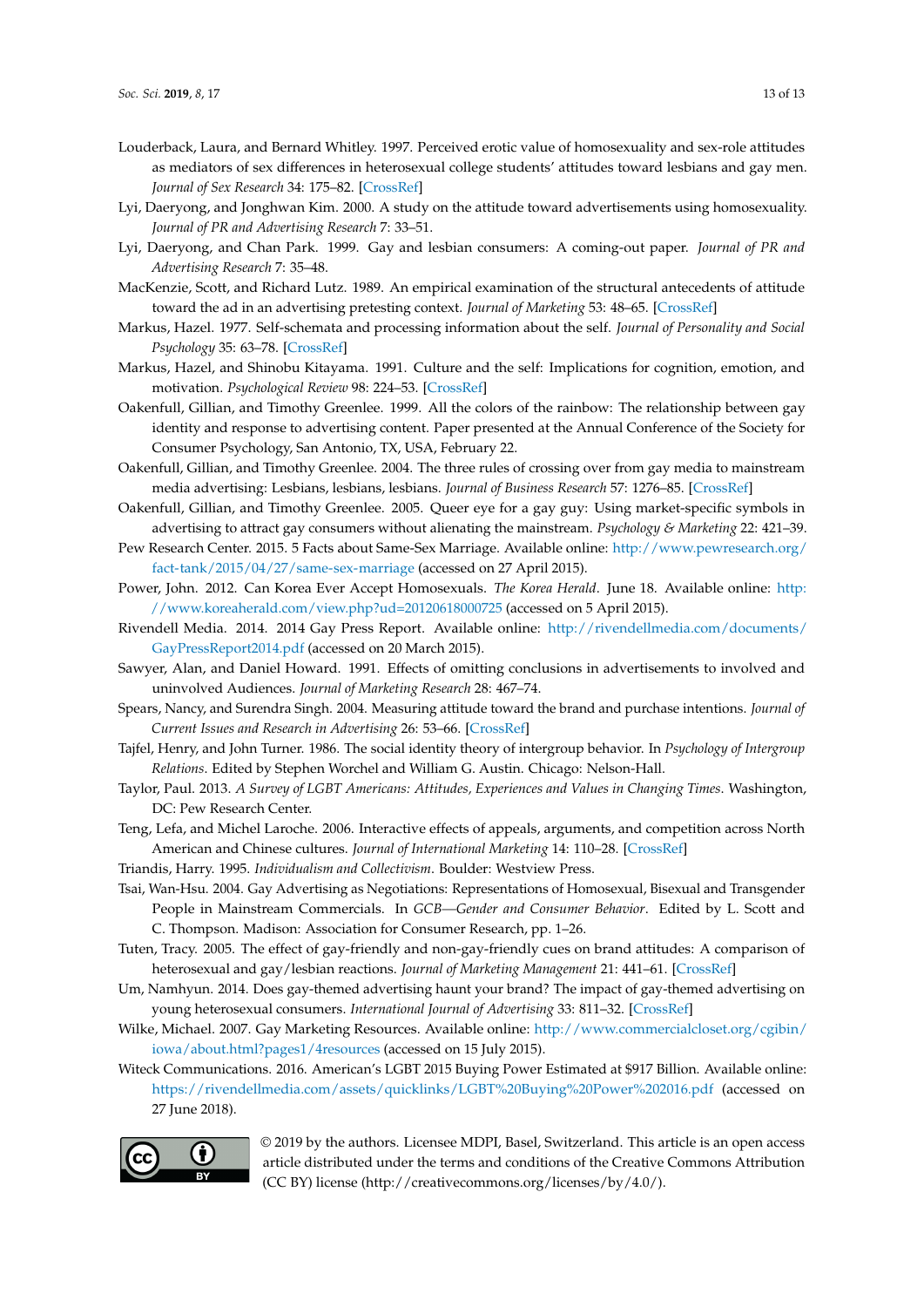Louderback, Laura, and Bernard Whitley. 1997. Perceived erotic value of homosexuality and sex-role attitudes as mediators of sex differences in heterosexual college students' attitudes toward lesbians and gay men. *Journal of Sex Research* 34: 175–82. [CrossRef]

Lyi, Daeryong, and Jonghwan Kim. 2000. A study on the attitude toward advertisements using homosexuality. *Journal of PR and Advertising Research* 7: 33–51.

Lyi, Daeryong, and Chan Park. 1999. Gay and lesbian consumers: A coming-out paper. *Journal of PR and Advertising Research* 7: 35–48.

MacKenzie, Scott, and Richard Lutz. 1989. An empirical examination of the structural antecedents of attitude toward the ad in an advertising pretesting context. *Journal of Marketing* 53: 48–65. [CrossRef]

Markus, Hazel. 1977. Self-schemata and processing information about the self. *Journal of Personality and Social Psychology* 35: 63–78. [CrossRef]

Markus, Hazel, and Shinobu Kitayama. 1991. Culture and the self: Implications for cognition, emotion, and motivation. *Psychological Review* 98: 224–53. [CrossRef]

Oakenfull, Gillian, and Timothy Greenlee. 1999. All the colors of the rainbow: The relationship between gay identity and response to advertising content. Paper presented at the Annual Conference of the Society for Consumer Psychology, San Antonio, TX, USA, February 22.

Oakenfull, Gillian, and Timothy Greenlee. 2004. The three rules of crossing over from gay media to mainstream media advertising: Lesbians, lesbians, lesbians. *Journal of Business Research* 57: 1276–85. [CrossRef]

Oakenfull, Gillian, and Timothy Greenlee. 2005. Queer eye for a gay guy: Using market-specific symbols in advertising to attract gay consumers without alienating the mainstream. *Psychology & Marketing* 22: 421–39.

Pew Research Center. 2015. 5 Facts about Same-Sex Marriage. Available online: http://www.pewresearch.org/fact-tank/2015/04/27/same-sex-marriage (accessed on 27 April 2015).

Power, John. 2012. Can Korea Ever Accept Homosexuals. *The Korea Herald*. June 18. Available online: http://www.koreaherald.com/view.php?ud=20120618000725 (accessed on 5 April 2015).

Rivendell Media. 2014. 2014 Gay Press Report. Available online: http://rivendellmedia.com/documents/GayPressReport2014.pdf (accessed on 20 March 2015).

Sawyer, Alan, and Daniel Howard. 1991. Effects of omitting conclusions in advertisements to involved and uninvolved Audiences. *Journal of Marketing Research* 28: 467–74.

Spears, Nancy, and Surendra Singh. 2004. Measuring attitude toward the brand and purchase intentions. *Journal of Current Issues and Research in Advertising* 26: 53–66. [CrossRef]

Tajfel, Henry, and John Turner. 1986. The social identity theory of intergroup behavior. In *Psychology of Intergroup Relations*. Edited by Stephen Worchel and William G. Austin. Chicago: Nelson-Hall.

Taylor, Paul. 2013. *A Survey of LGBT Americans: Attitudes, Experiences and Values in Changing Times*. Washington, DC: Pew Research Center.

Teng, Lefa, and Michel Laroche. 2006. Interactive effects of appeals, arguments, and competition across North American and Chinese cultures. *Journal of International Marketing* 14: 110–28. [CrossRef]

Triandis, Harry. 1995. *Individualism and Collectivism*. Boulder: Westview Press.

Tsai, Wan-Hsu. 2004. Gay Advertising as Negotiations: Representations of Homosexual, Bisexual and Transgender People in Mainstream Commercials. In *GCB—Gender and Consumer Behavior*. Edited by L. Scott and C. Thompson. Madison: Association for Consumer Research, pp. 1–26.

Tuten, Tracy. 2005. The effect of gay-friendly and non-gay-friendly cues on brand attitudes: A comparison of heterosexual and gay/lesbian reactions. *Journal of Marketing Management* 21: 441–61. [CrossRef]

Um, Namhyun. 2014. Does gay-themed advertising haunt your brand? The impact of gay-themed advertising on young heterosexual consumers. *International Journal of Advertising* 33: 811–32. [CrossRef]

Wilke, Michael. 2007. Gay Marketing Resources. Available online: http://www.commercialcloset.org/cgibin/iowa/about.html?pages1/4resources (accessed on 15 July 2015).

Witeck Communications. 2016. American's LGBT 2015 Buying Power Estimated at $917 Billion. Available online: https://rivendellmedia.com/assets/quicklinks/LGBT%20Buying%20Power%202016.pdf (accessed on 27 June 2018).

© 2019 by the authors. Licensee MDPI, Basel, Switzerland. This article is an open access article distributed under the terms and conditions of the Creative Commons Attribution (CC BY) license (http://creativecommons.org/licenses/by/4.0/).